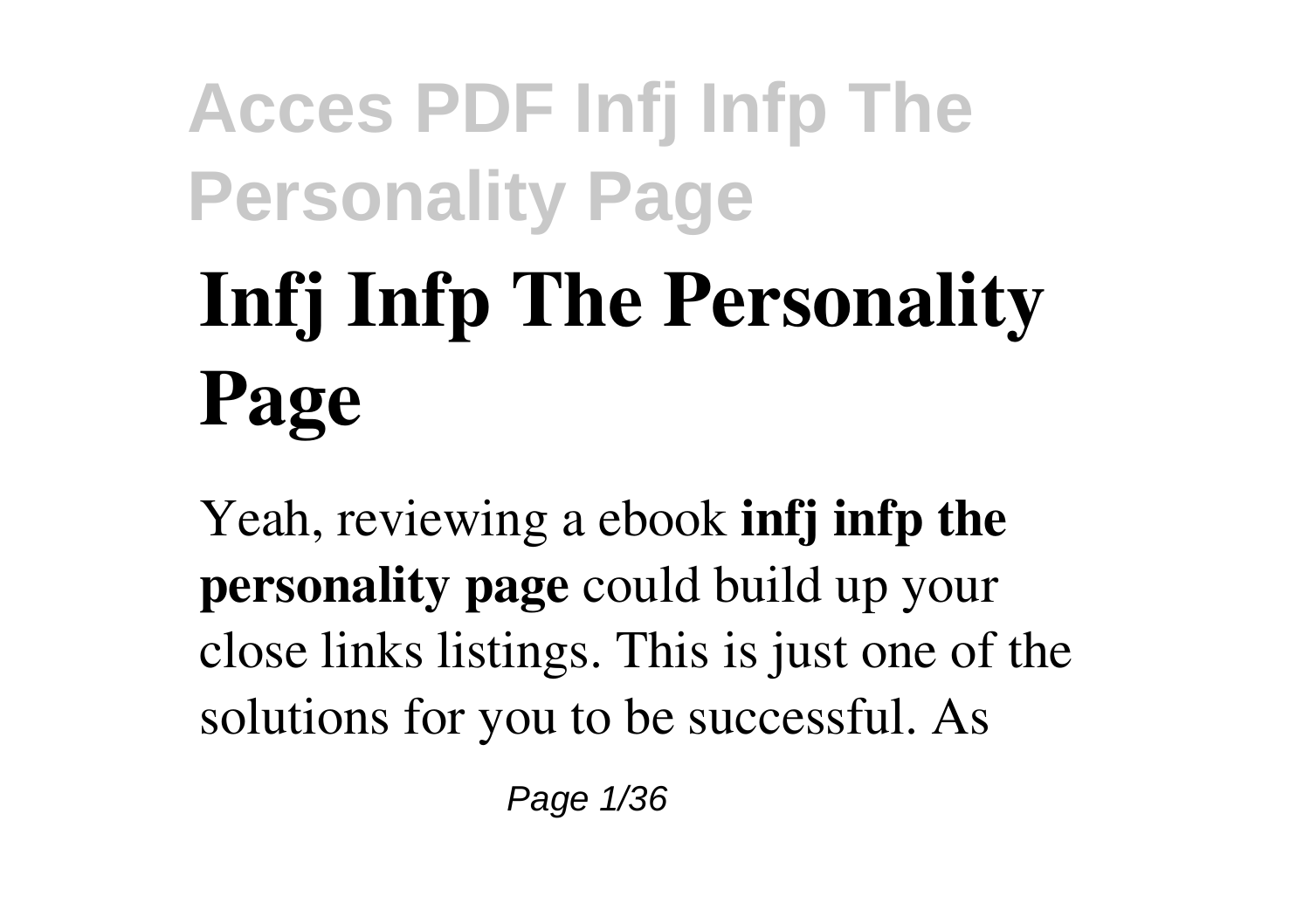# Infj Infp The Personality Page

Yeah, reviewing a ebook **infj infp the personality page** could build up your close links listings. This is just one of the solutions for you to be successful. As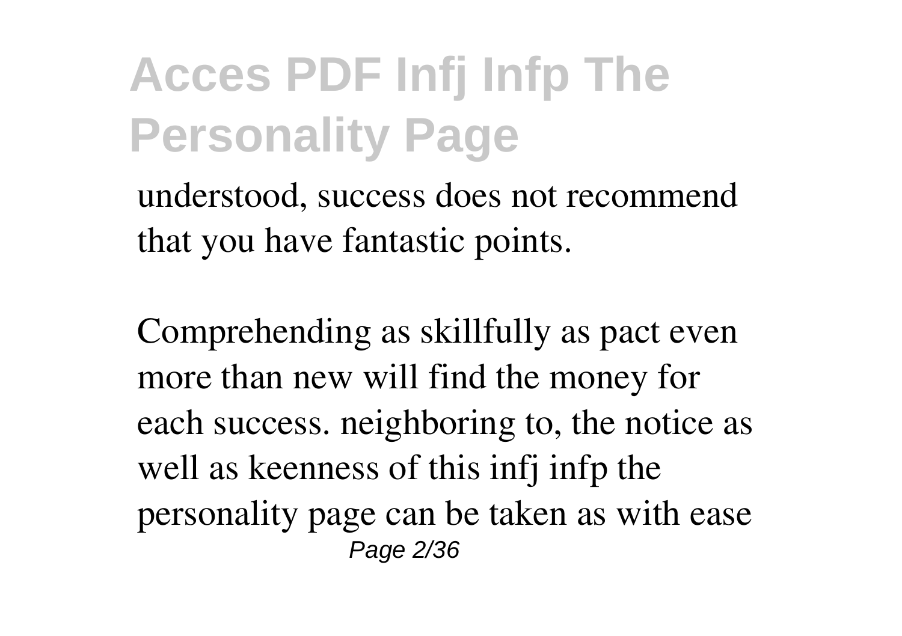understood, success does not recommend that you have fantastic points.

Comprehending as skillfully as pact even more than new will find the money for each success. neighboring to, the notice as well as keenness of this infj infp the personality page can be taken as with ease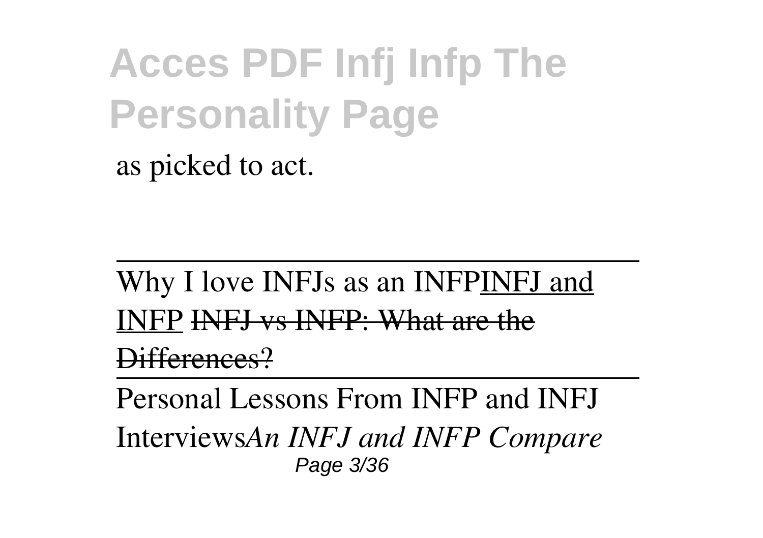as picked to act.

---

Why I love INFJs as an INFPINFJ and INFP ~~INFJ vs INFP: What are the Differences?~~

---

Personal Lessons From INFP and INFJ Interviews*An INFJ and INFP Compare*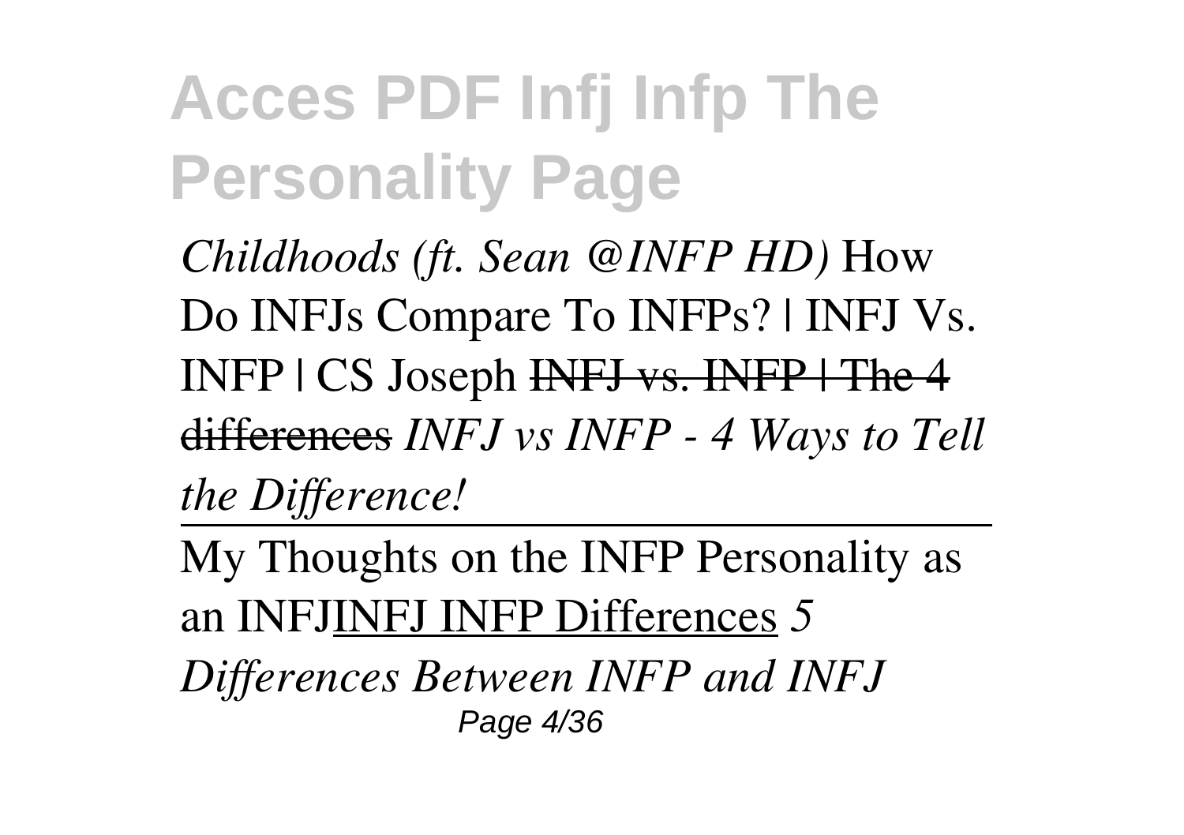*Childhoods (ft. Sean @INFP HD)* How Do INFJs Compare To INFPs? | INFJ Vs. INFP | CS Joseph ~~INFJ vs. INFP | The 4 differences~~ *INFJ vs INFP - 4 Ways to Tell the Difference!*

---

My Thoughts on the INFP Personality as an INFJ<u>INFJ INFP Differences</u> *5 Differences Between INFP and INFJ*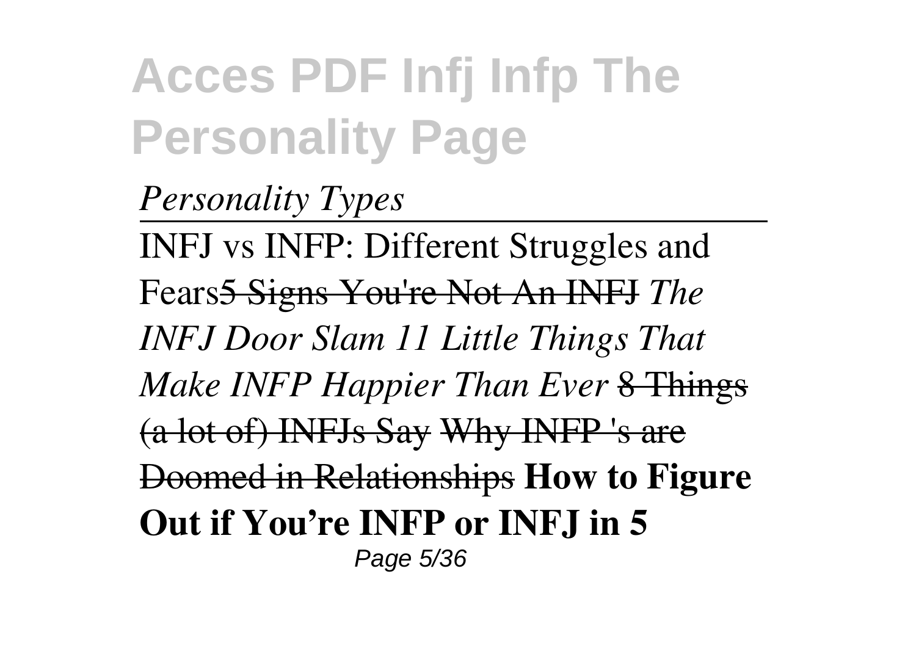*Personality Types*

---

INFJ vs INFP: Different Struggles and Fears~~5 Signs You're Not An INFJ~~ *The INFJ Door Slam 11 Little Things That Make INFP Happier Than Ever* ~~8 Things (a lot of) INFJs Say~~ ~~Why INFP 's are Doomed in Relationships~~ **How to Figure Out if You're INFP or INFJ in 5**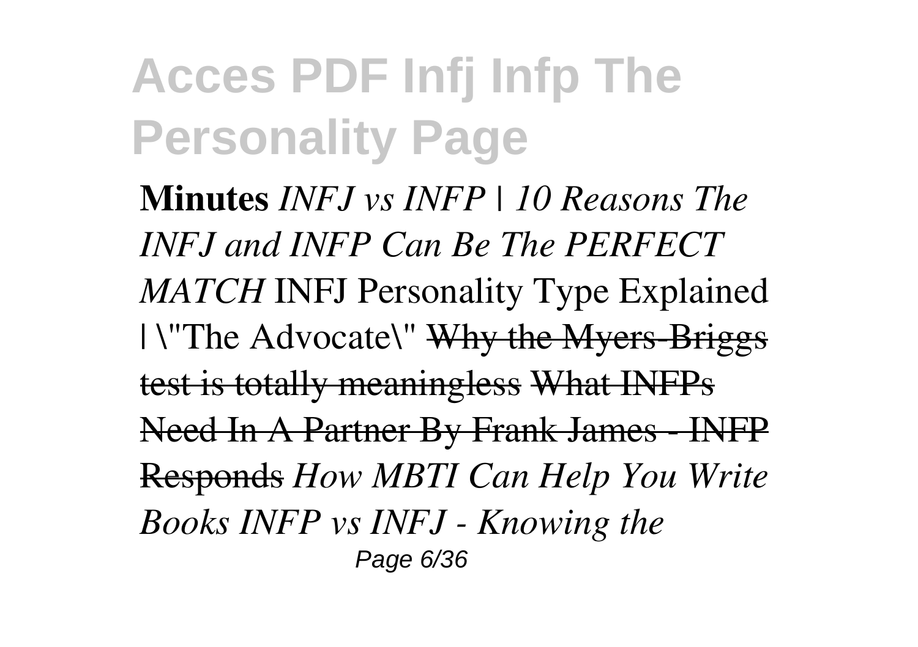**Minutes** *INFJ vs INFP | 10 Reasons The INFJ and INFP Can Be The PERFECT MATCH* INFJ Personality Type Explained | \"The Advocate\" ~~Why the Myers-Briggs test is totally meaningless~~ ~~What INFPs Need In A Partner By Frank James - INFP Responds~~ *How MBTI Can Help You Write Books INFP vs INFJ - Knowing the*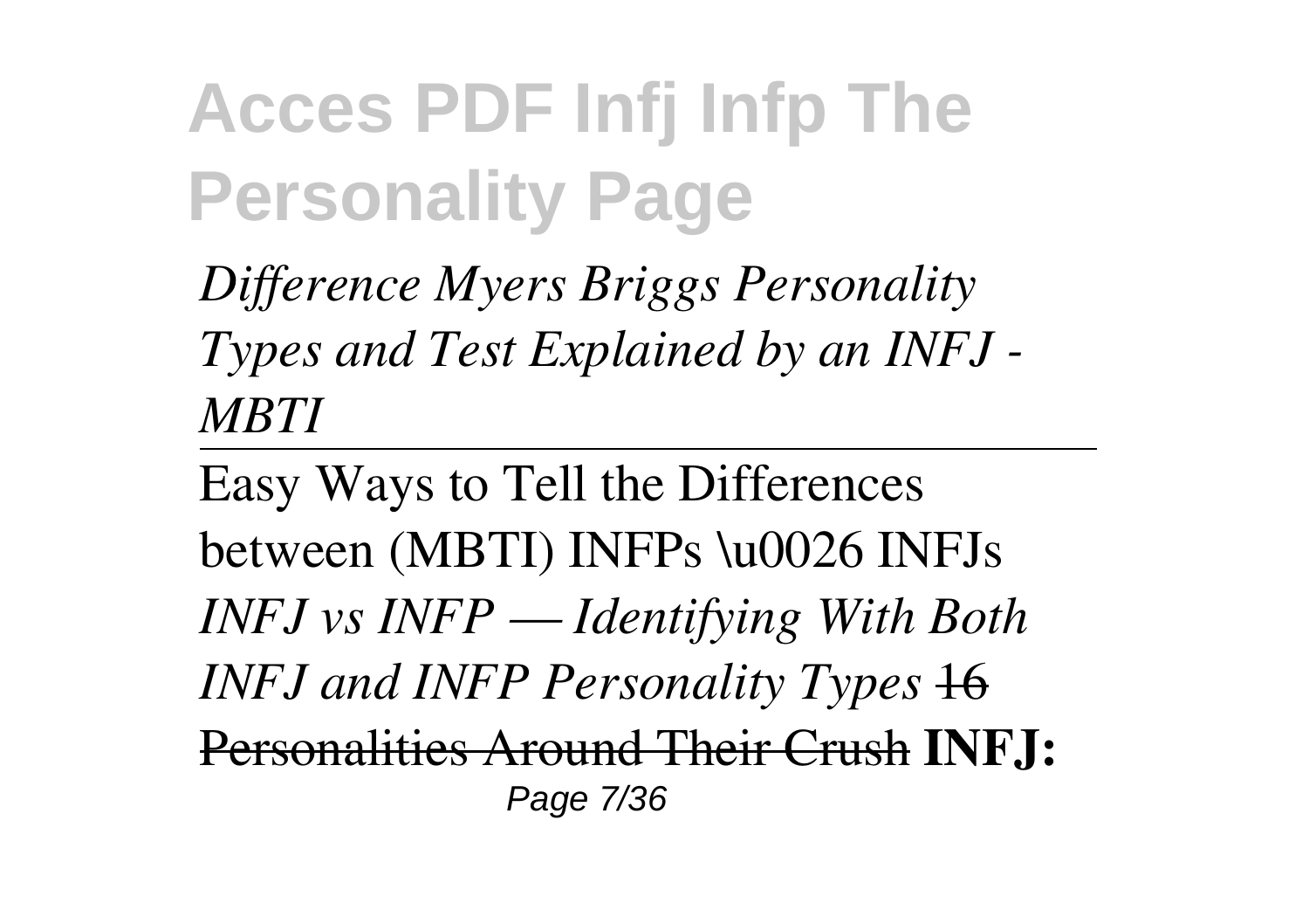*Difference Myers Briggs Personality Types and Test Explained by an INFJ - MBTI*

---

Easy Ways to Tell the Differences between (MBTI) INFPs \u0026 INFJs *INFJ vs INFP — Identifying With Both INFJ and INFP Personality Types* ~~16 Personalities Around Their Crush~~ **INFJ:**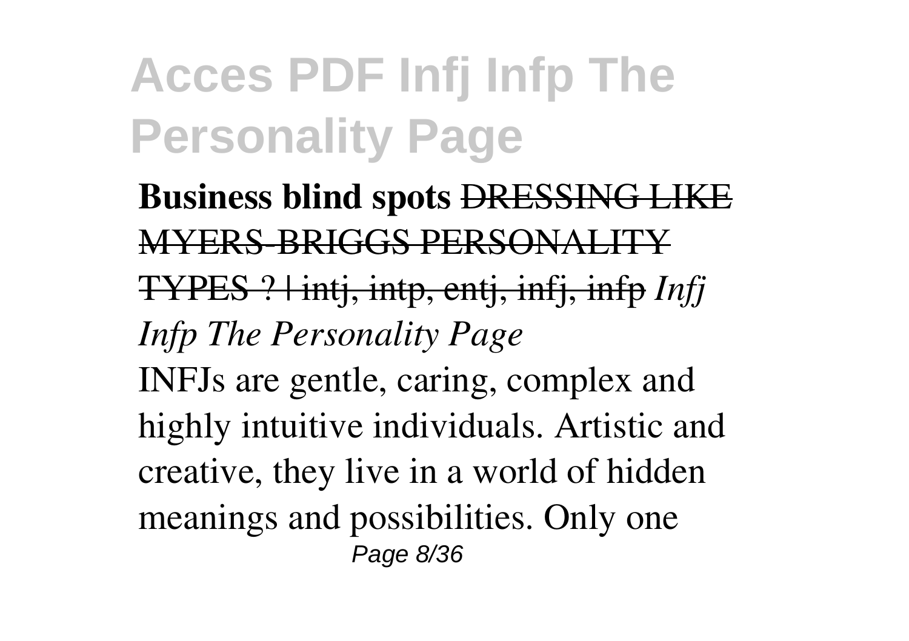**Business blind spots** ~~DRESSING LIKE MYERS-BRIGGS PERSONALITY TYPES ? | intj, intp, entj, infj, infp~~ *Infj Infp The Personality Page*

INFJs are gentle, caring, complex and highly intuitive individuals. Artistic and creative, they live in a world of hidden meanings and possibilities. Only one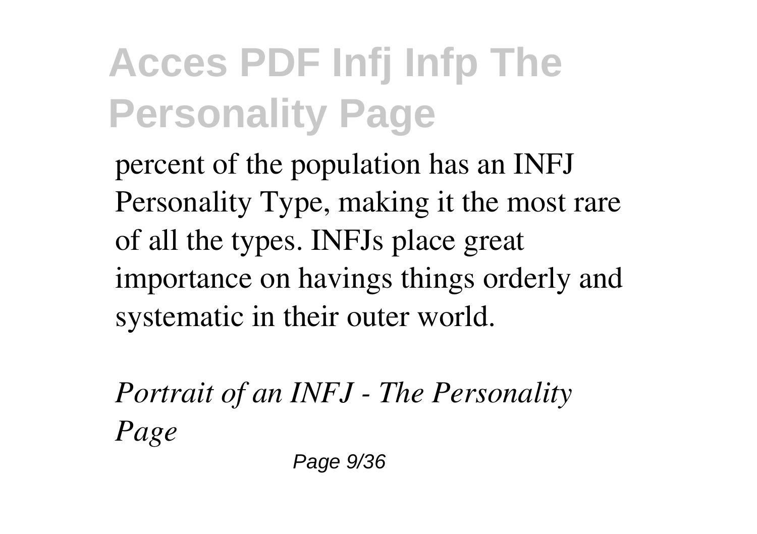percent of the population has an INFJ Personality Type, making it the most rare of all the types. INFJs place great importance on havings things orderly and systematic in their outer world.

*Portrait of an INFJ - The Personality Page*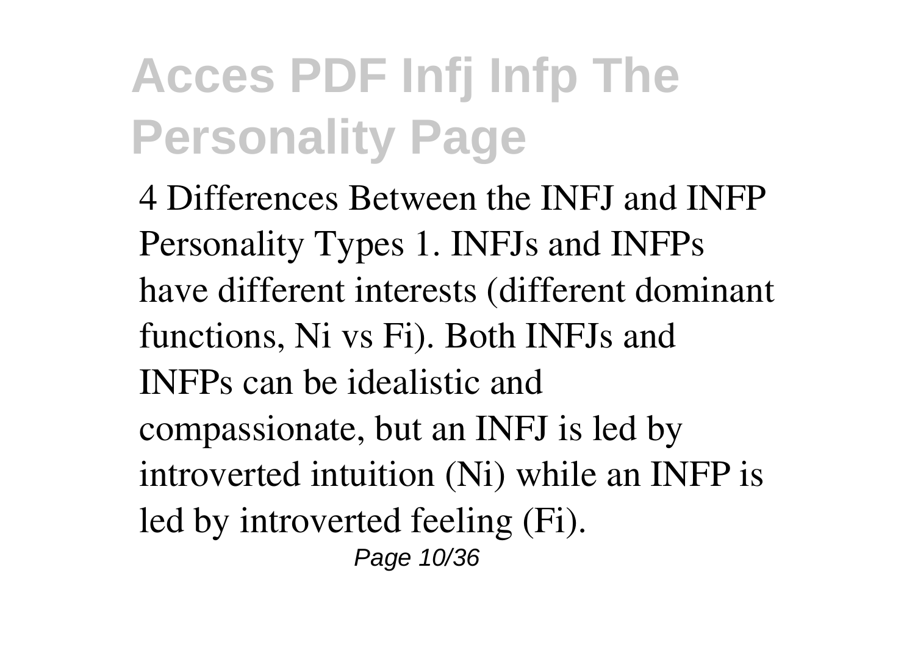4 Differences Between the INFJ and INFP Personality Types 1. INFJs and INFPs have different interests (different dominant functions, Ni vs Fi). Both INFJs and INFPs can be idealistic and compassionate, but an INFJ is led by introverted intuition (Ni) while an INFP is led by introverted feeling (Fi).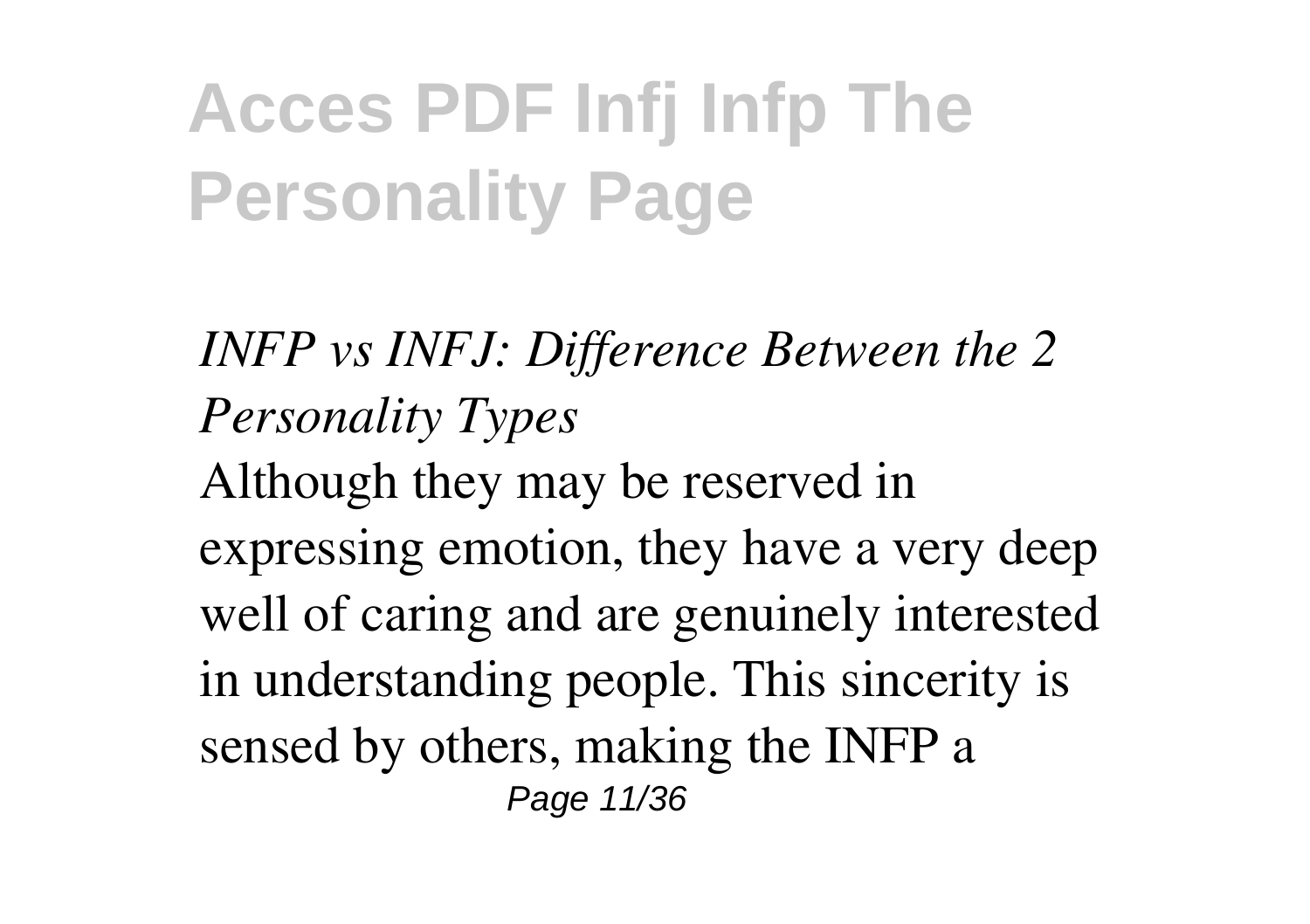*INFP vs INFJ: Difference Between the 2 Personality Types*

Although they may be reserved in expressing emotion, they have a very deep well of caring and are genuinely interested in understanding people. This sincerity is sensed by others, making the INFP a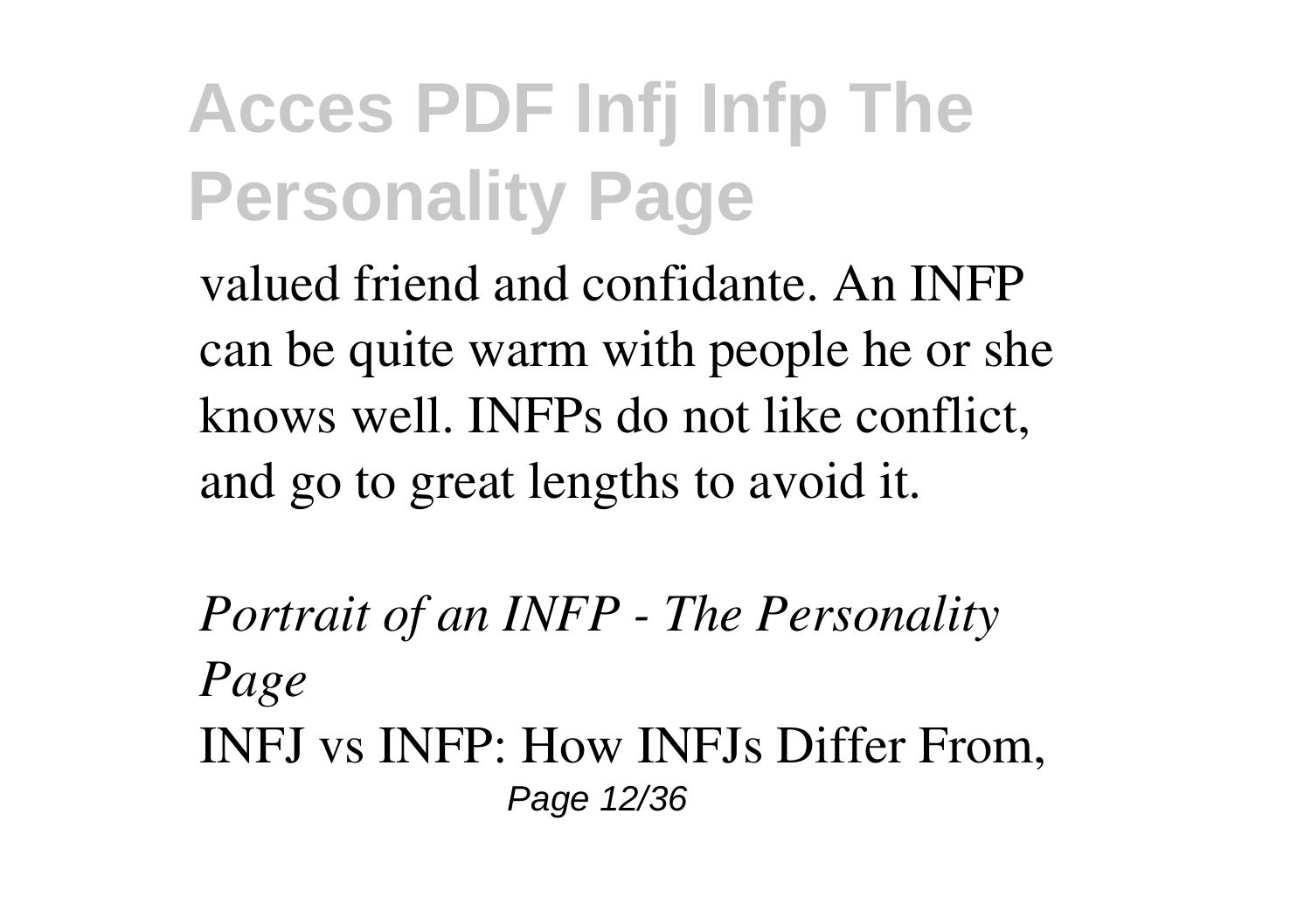valued friend and confidante. An INFP can be quite warm with people he or she knows well. INFPs do not like conflict, and go to great lengths to avoid it.

*Portrait of an INFP - The Personality Page*

INFJ vs INFP: How INFJs Differ From,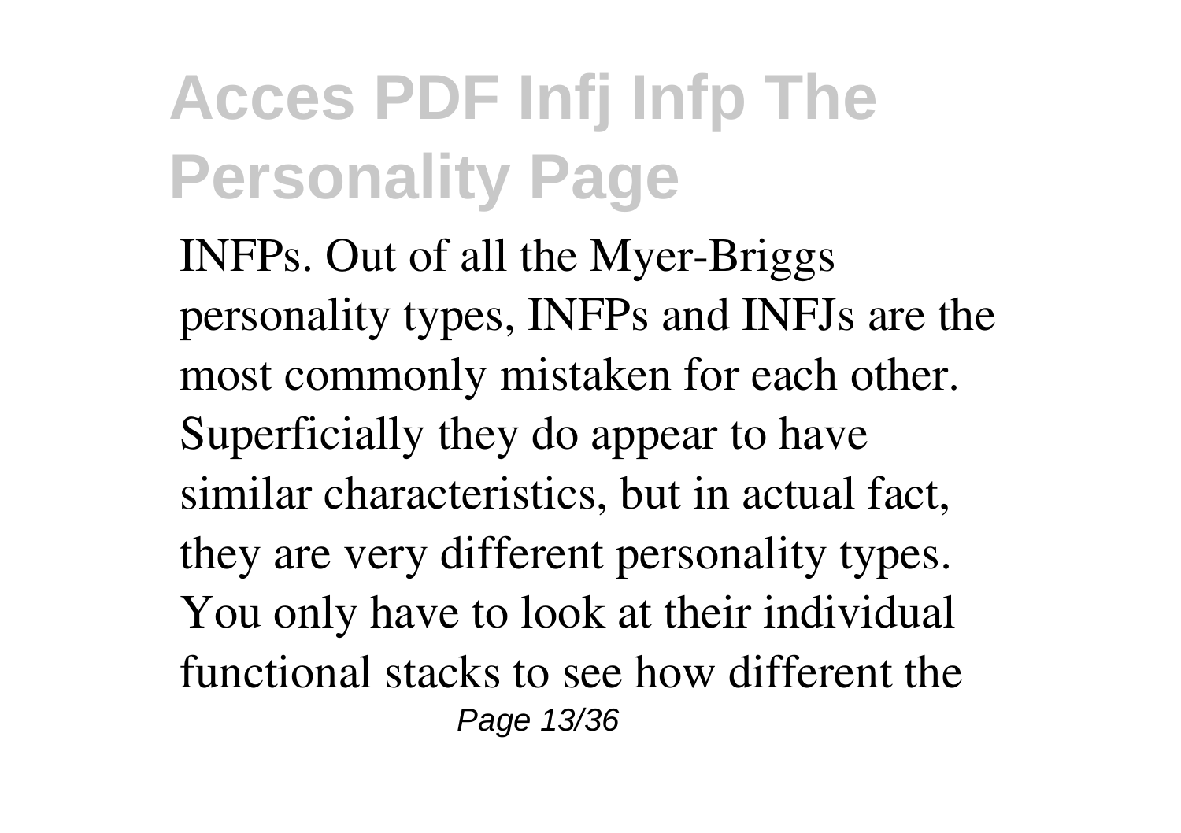INFPs. Out of all the Myer-Briggs personality types, INFPs and INFJs are the most commonly mistaken for each other. Superficially they do appear to have similar characteristics, but in actual fact, they are very different personality types. You only have to look at their individual functional stacks to see how different the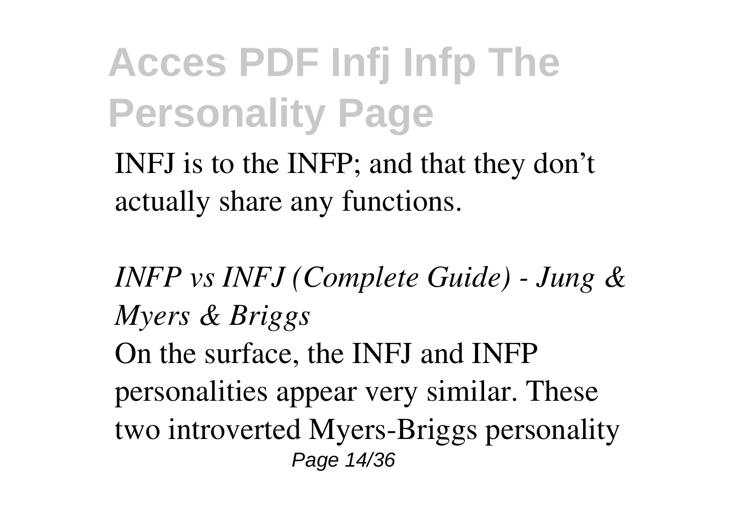INFJ is to the INFP; and that they don’t actually share any functions.

*INFP vs INFJ (Complete Guide) - Jung & Myers & Briggs*

On the surface, the INFJ and INFP personalities appear very similar. These two introverted Myers-Briggs personality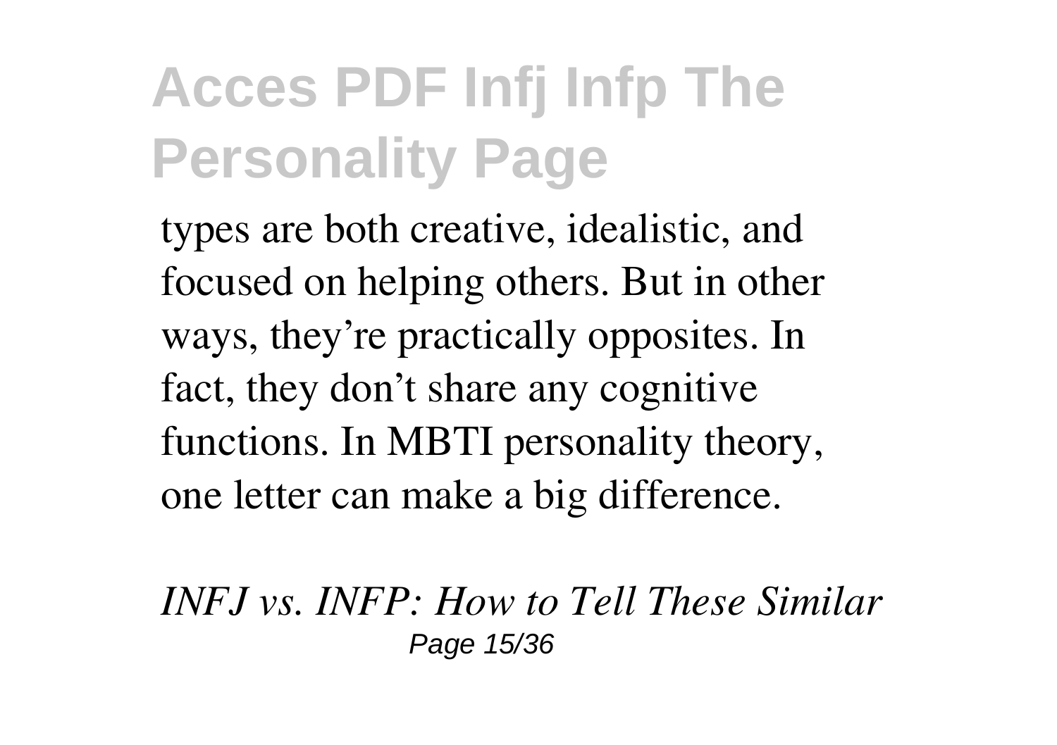types are both creative, idealistic, and focused on helping others. But in other ways, they’re practically opposites. In fact, they don’t share any cognitive functions. In MBTI personality theory, one letter can make a big difference.

*INFJ vs. INFP: How to Tell These Similar*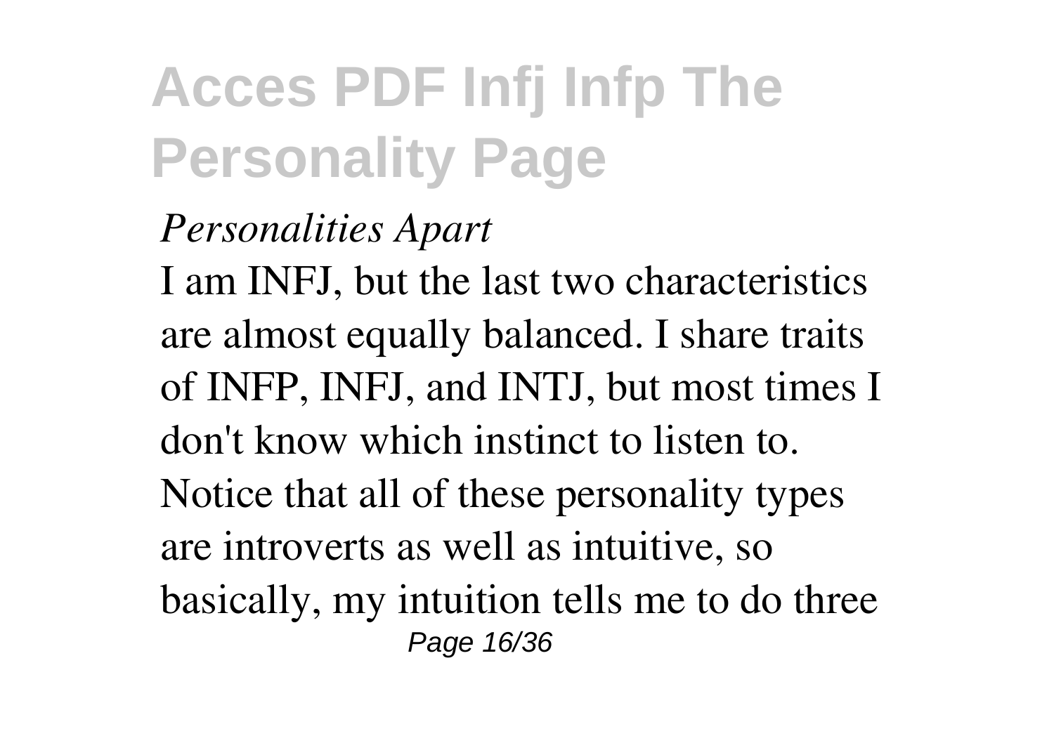*Personalities Apart*

I am INFJ, but the last two characteristics are almost equally balanced. I share traits of INFP, INFJ, and INTJ, but most times I don't know which instinct to listen to. Notice that all of these personality types are introverts as well as intuitive, so basically, my intuition tells me to do three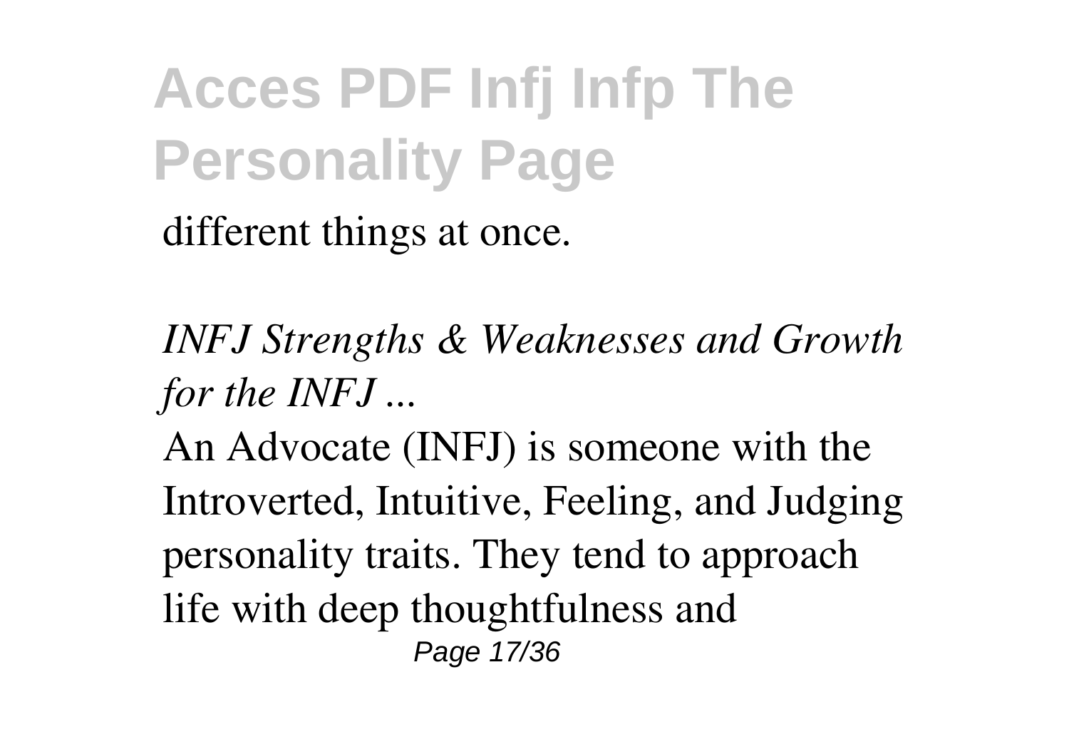different things at once.

*INFJ Strengths & Weaknesses and Growth for the INFJ ...*

An Advocate (INFJ) is someone with the Introverted, Intuitive, Feeling, and Judging personality traits. They tend to approach life with deep thoughtfulness and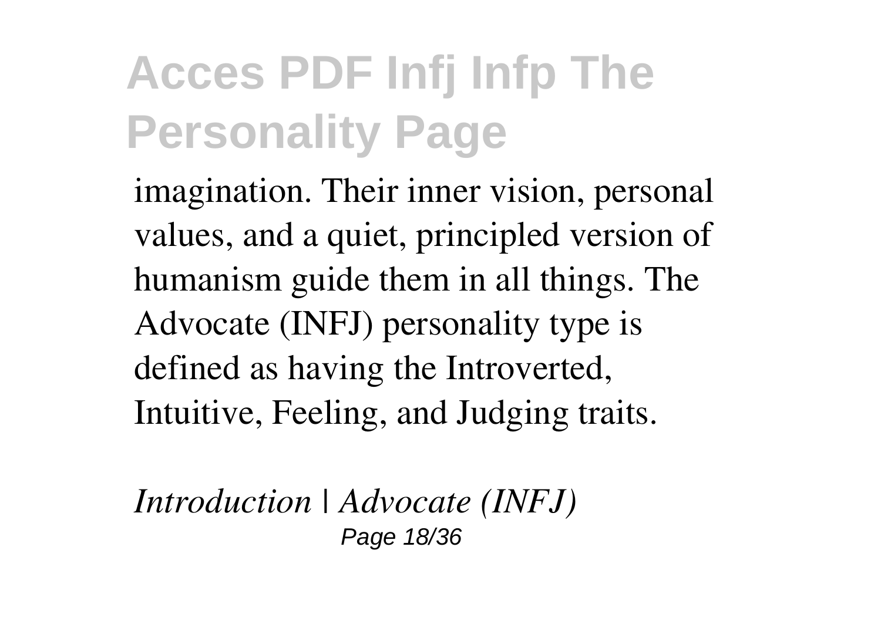imagination. Their inner vision, personal values, and a quiet, principled version of humanism guide them in all things. The Advocate (INFJ) personality type is defined as having the Introverted, Intuitive, Feeling, and Judging traits.

*Introduction | Advocate (INFJ)*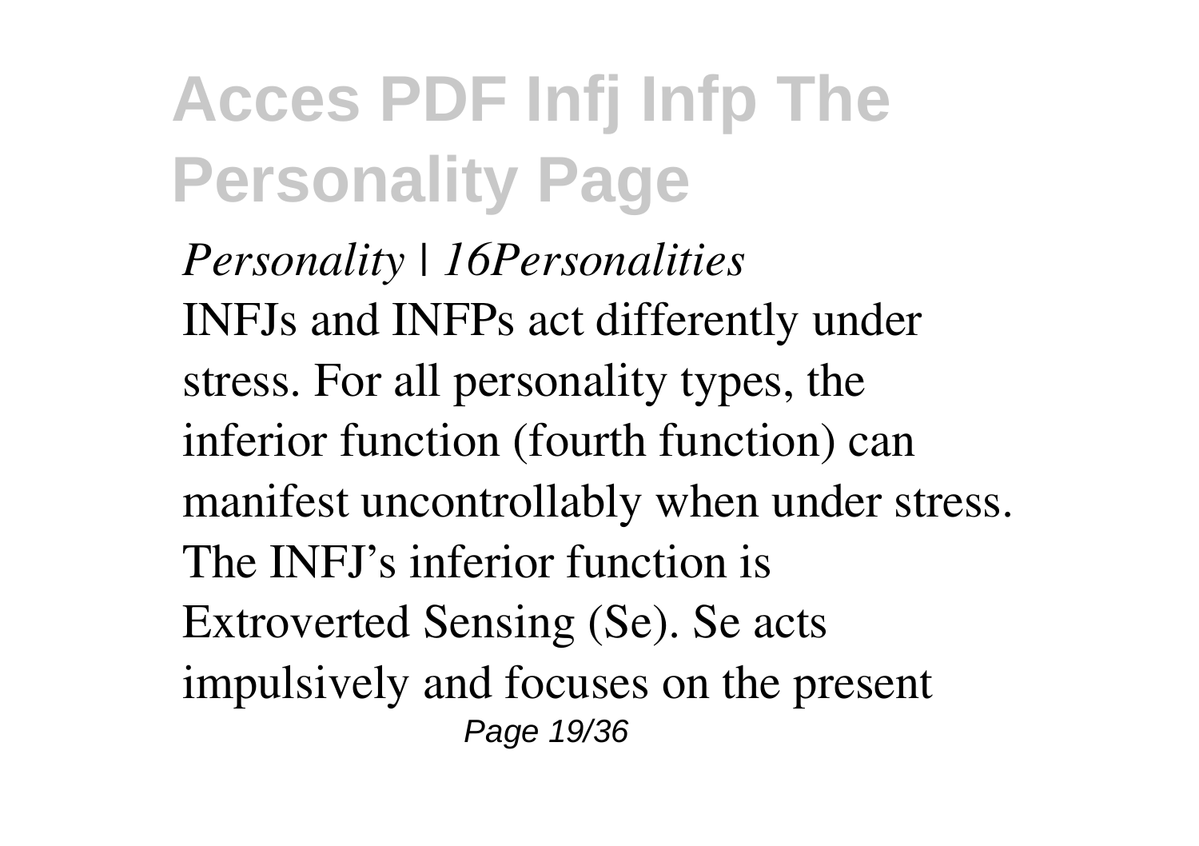*Personality | 16Personalities*

INFJs and INFPs act differently under stress. For all personality types, the inferior function (fourth function) can manifest uncontrollably when under stress. The INFJ's inferior function is Extroverted Sensing (Se). Se acts impulsively and focuses on the present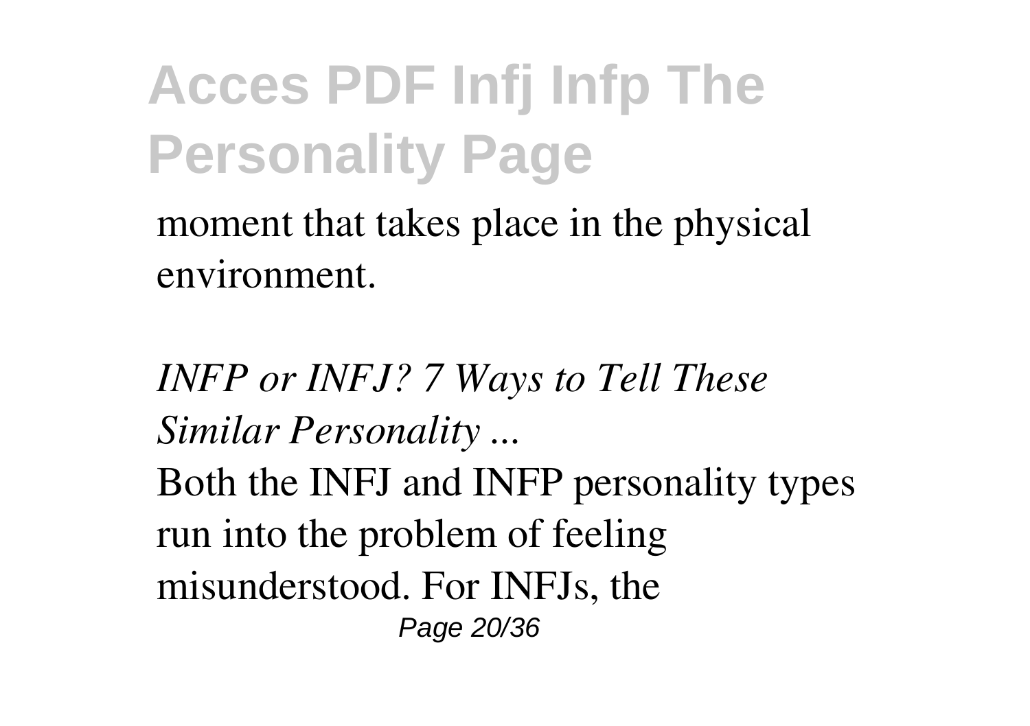moment that takes place in the physical environment.

*INFP or INFJ? 7 Ways to Tell These Similar Personality ...*

Both the INFJ and INFP personality types run into the problem of feeling misunderstood. For INFJs, the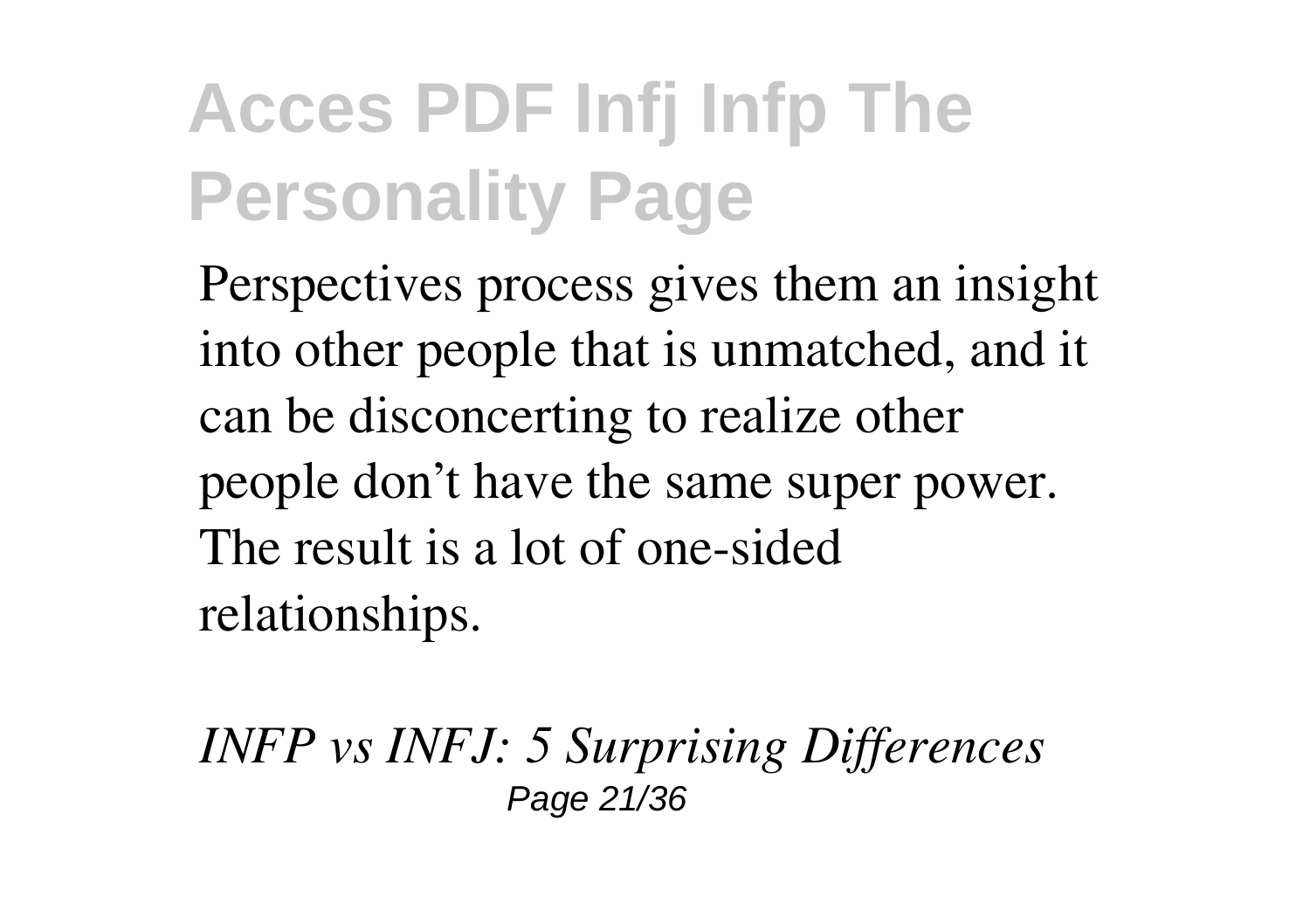Perspectives process gives them an insight into other people that is unmatched, and it can be disconcerting to realize other people don't have the same super power. The result is a lot of one-sided relationships.

*INFP vs INFJ: 5 Surprising Differences*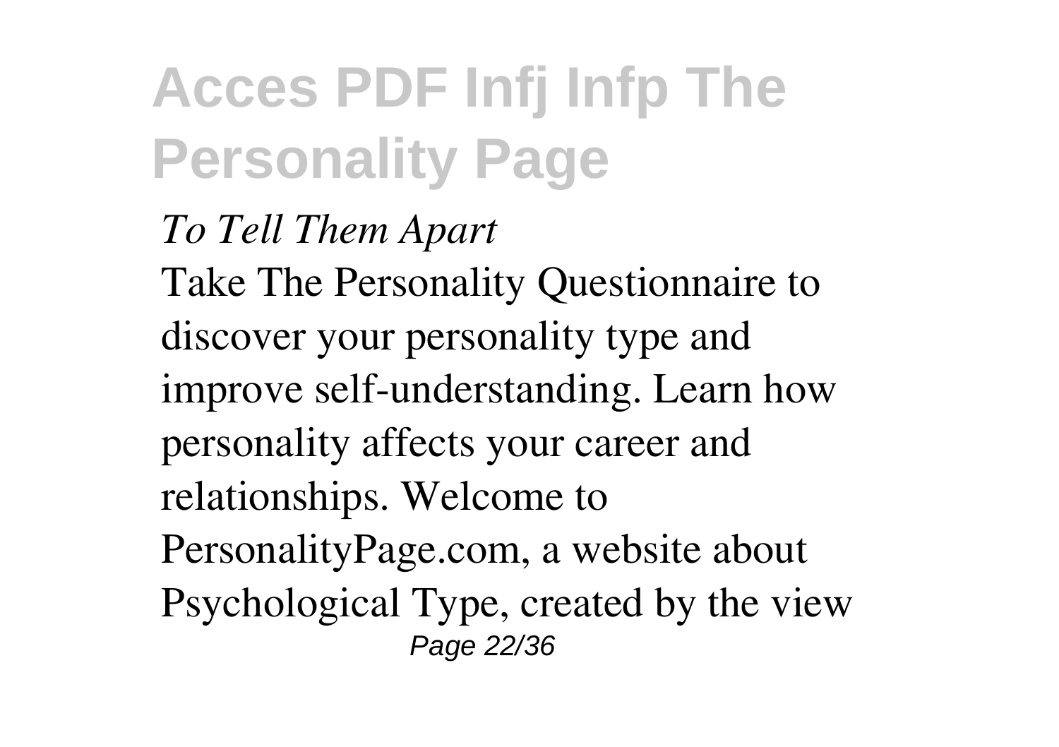*To Tell Them Apart*

Take The Personality Questionnaire to discover your personality type and improve self-understanding. Learn how personality affects your career and relationships. Welcome to PersonalityPage.com, a website about Psychological Type, created by the view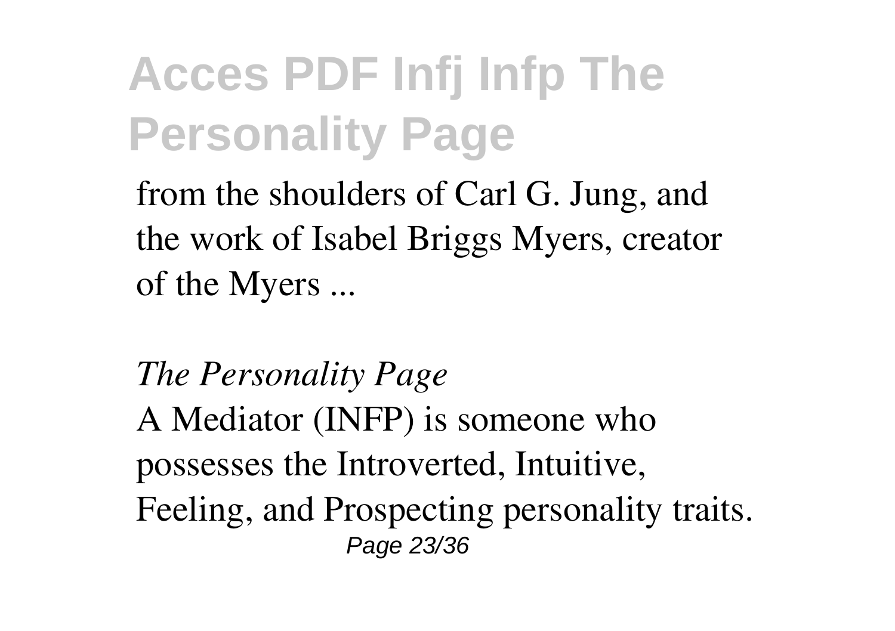from the shoulders of Carl G. Jung, and the work of Isabel Briggs Myers, creator of the Myers ...

*The Personality Page*

A Mediator (INFP) is someone who possesses the Introverted, Intuitive, Feeling, and Prospecting personality traits.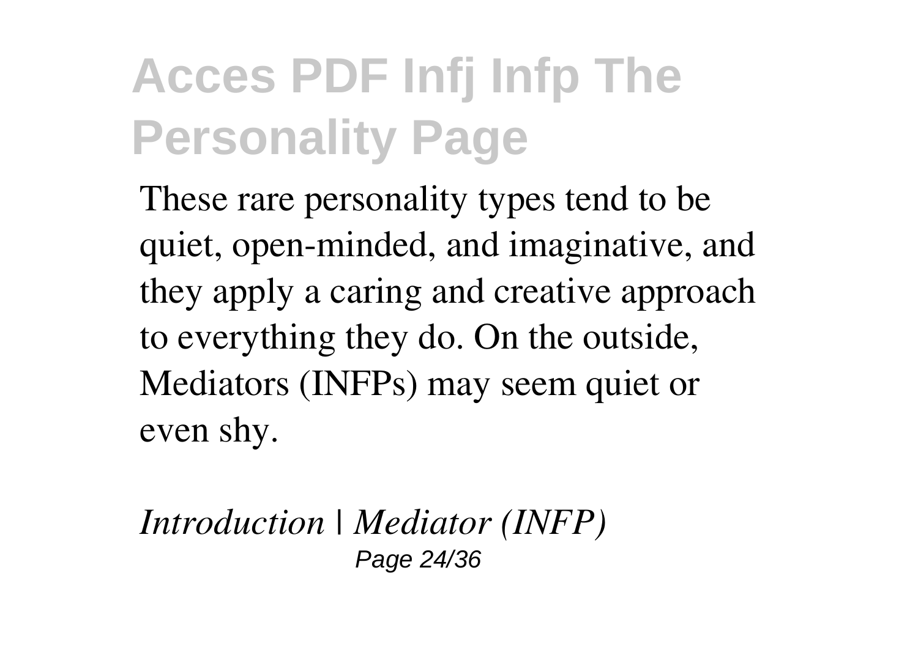These rare personality types tend to be quiet, open-minded, and imaginative, and they apply a caring and creative approach to everything they do. On the outside, Mediators (INFPs) may seem quiet or even shy.

*Introduction | Mediator (INFP)*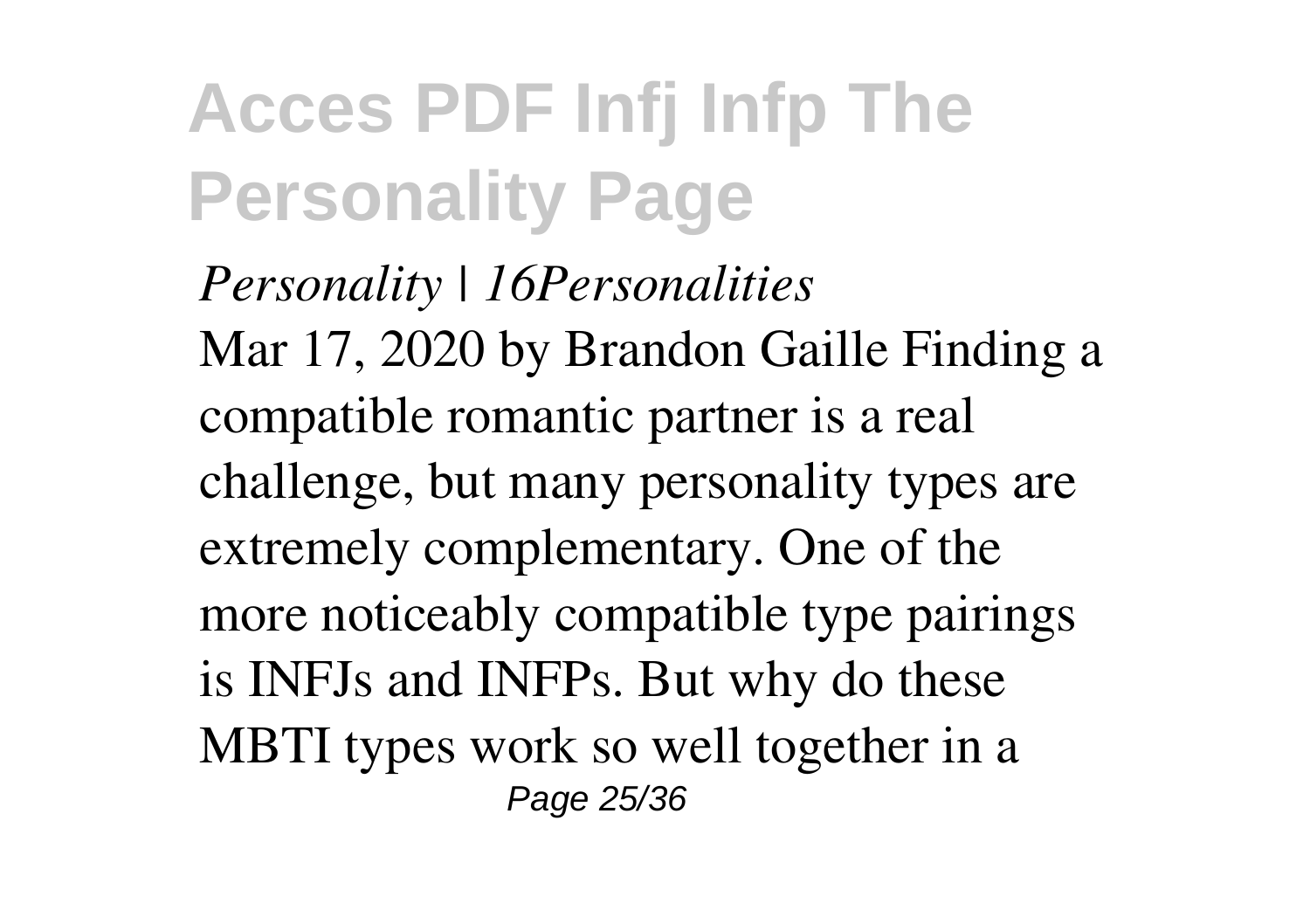*Personality | 16Personalities*

Mar 17, 2020 by Brandon Gaille Finding a compatible romantic partner is a real challenge, but many personality types are extremely complementary. One of the more noticeably compatible type pairings is INFJs and INFPs. But why do these MBTI types work so well together in a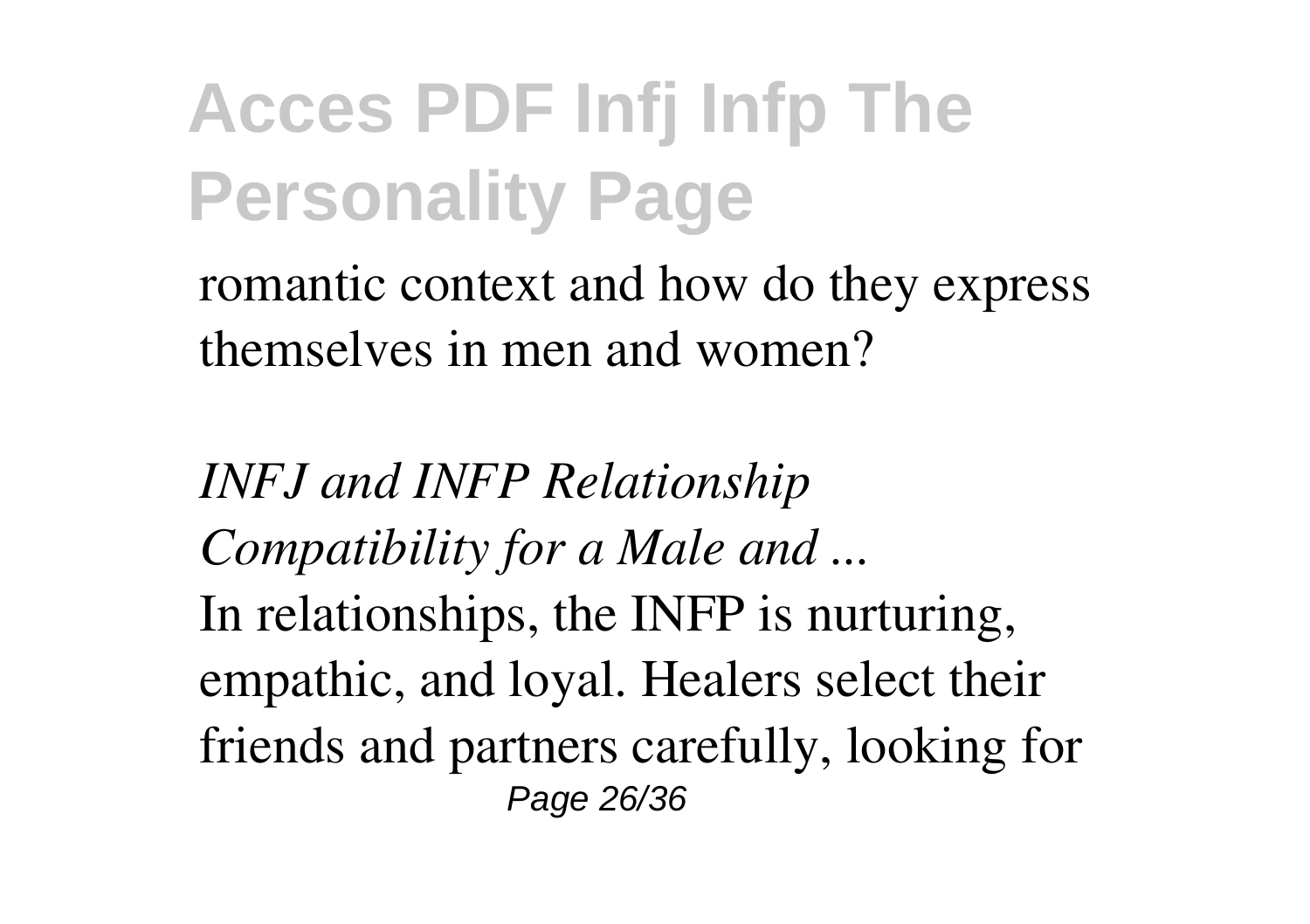romantic context and how do they express themselves in men and women?

*INFJ and INFP Relationship Compatibility for a Male and ...*

In relationships, the INFP is nurturing, empathic, and loyal. Healers select their friends and partners carefully, looking for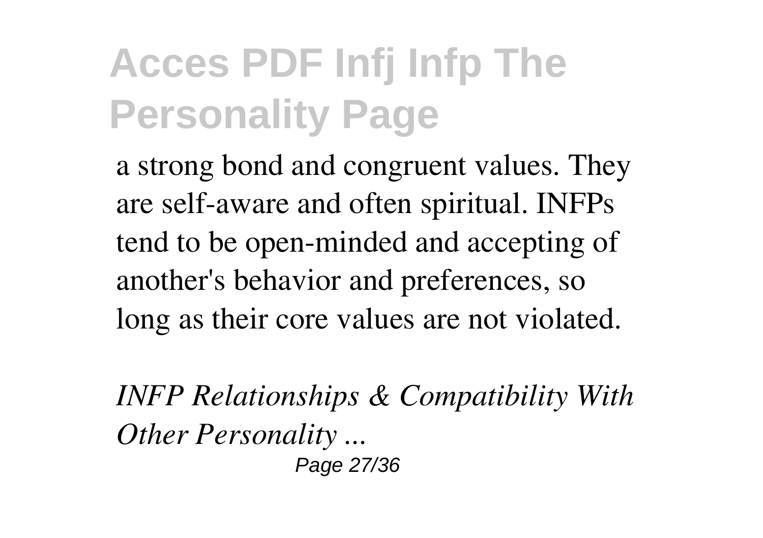a strong bond and congruent values. They are self-aware and often spiritual. INFPs tend to be open-minded and accepting of another's behavior and preferences, so long as their core values are not violated.

*INFP Relationships & Compatibility With Other Personality ...*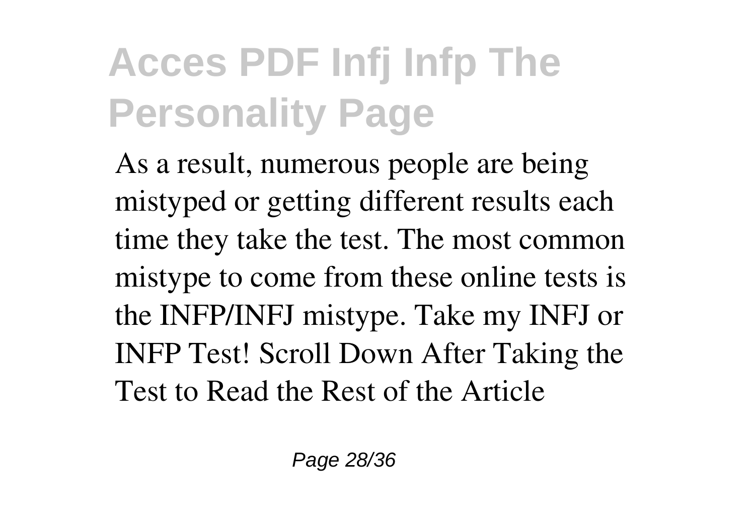As a result, numerous people are being mistyped or getting different results each time they take the test. The most common mistype to come from these online tests is the INFP/INFJ mistype. Take my INFJ or INFP Test! Scroll Down After Taking the Test to Read the Rest of the Article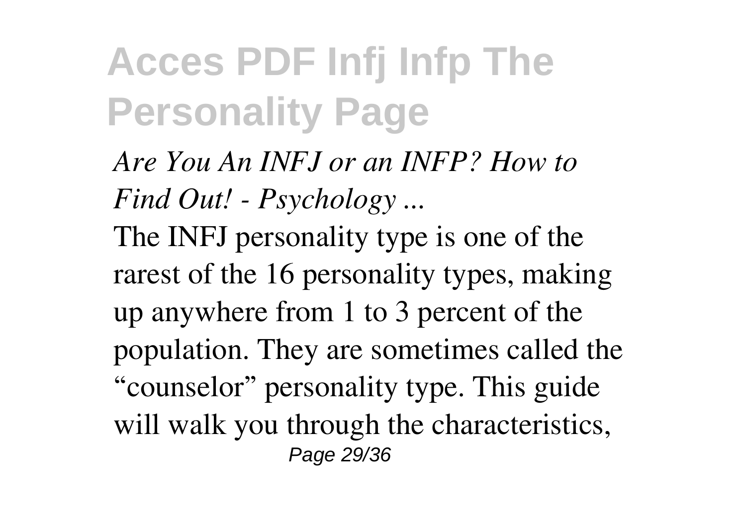*Are You An INFJ or an INFP? How to Find Out! - Psychology ...*

The INFJ personality type is one of the rarest of the 16 personality types, making up anywhere from 1 to 3 percent of the population. They are sometimes called the “counselor” personality type. This guide will walk you through the characteristics,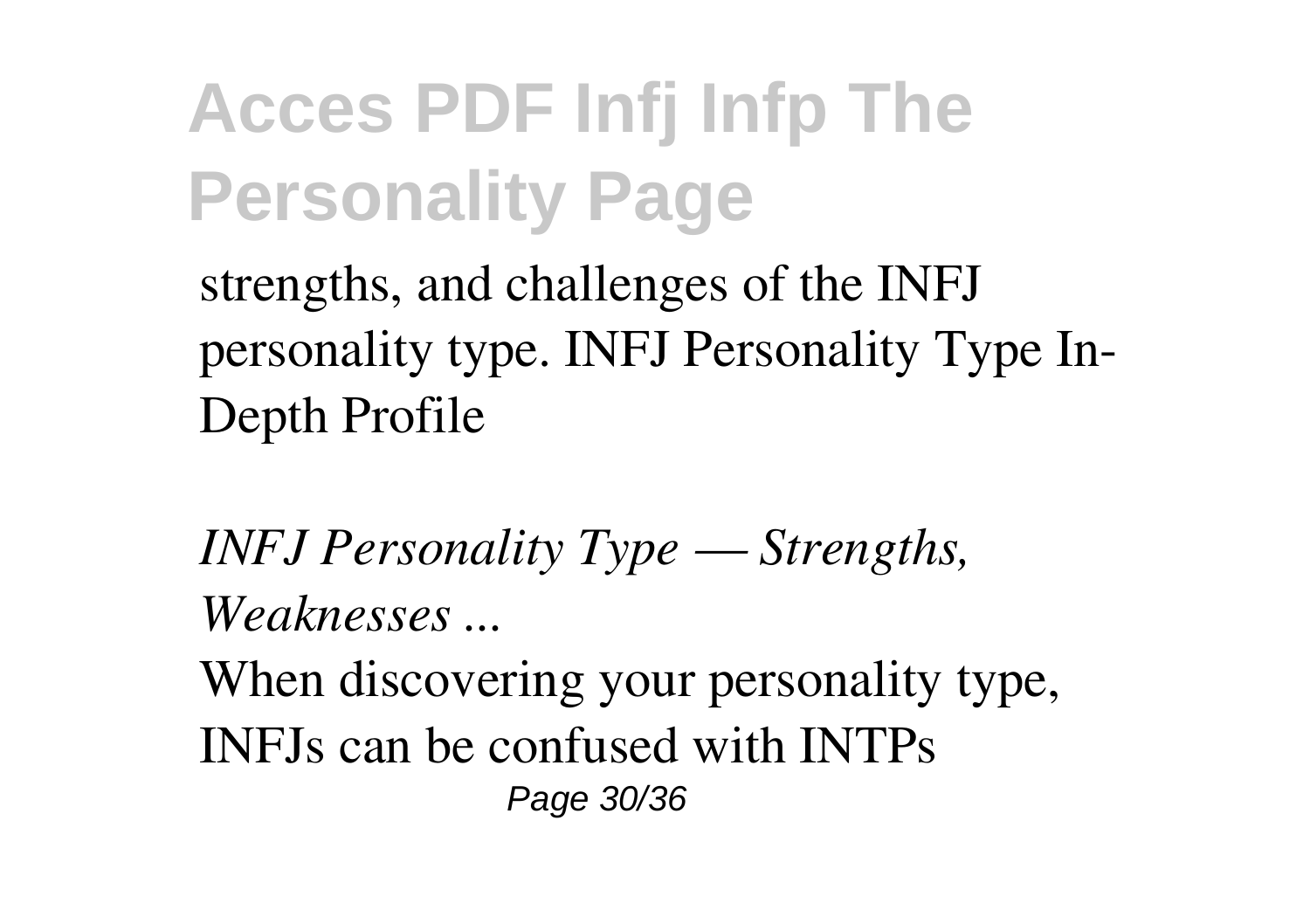strengths, and challenges of the INFJ personality type. INFJ Personality Type In-Depth Profile

*INFJ Personality Type — Strengths, Weaknesses ...*

When discovering your personality type, INFJs can be confused with INTPs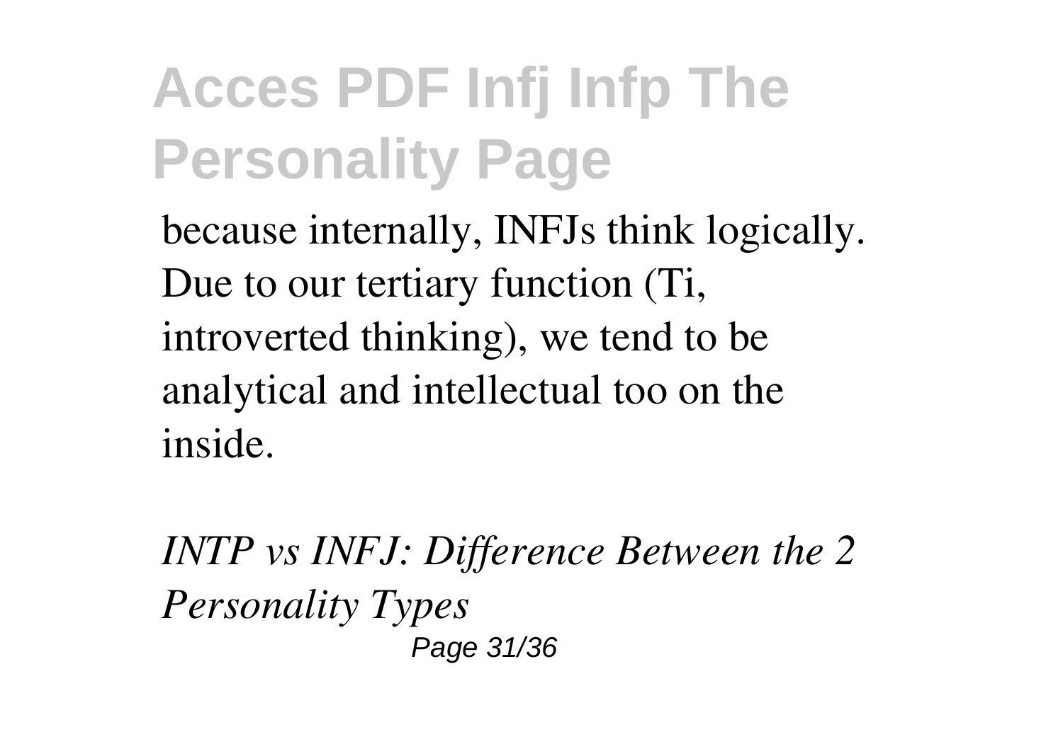because internally, INFJs think logically. Due to our tertiary function (Ti, introverted thinking), we tend to be analytical and intellectual too on the inside.

*INTP vs INFJ: Difference Between the 2 Personality Types*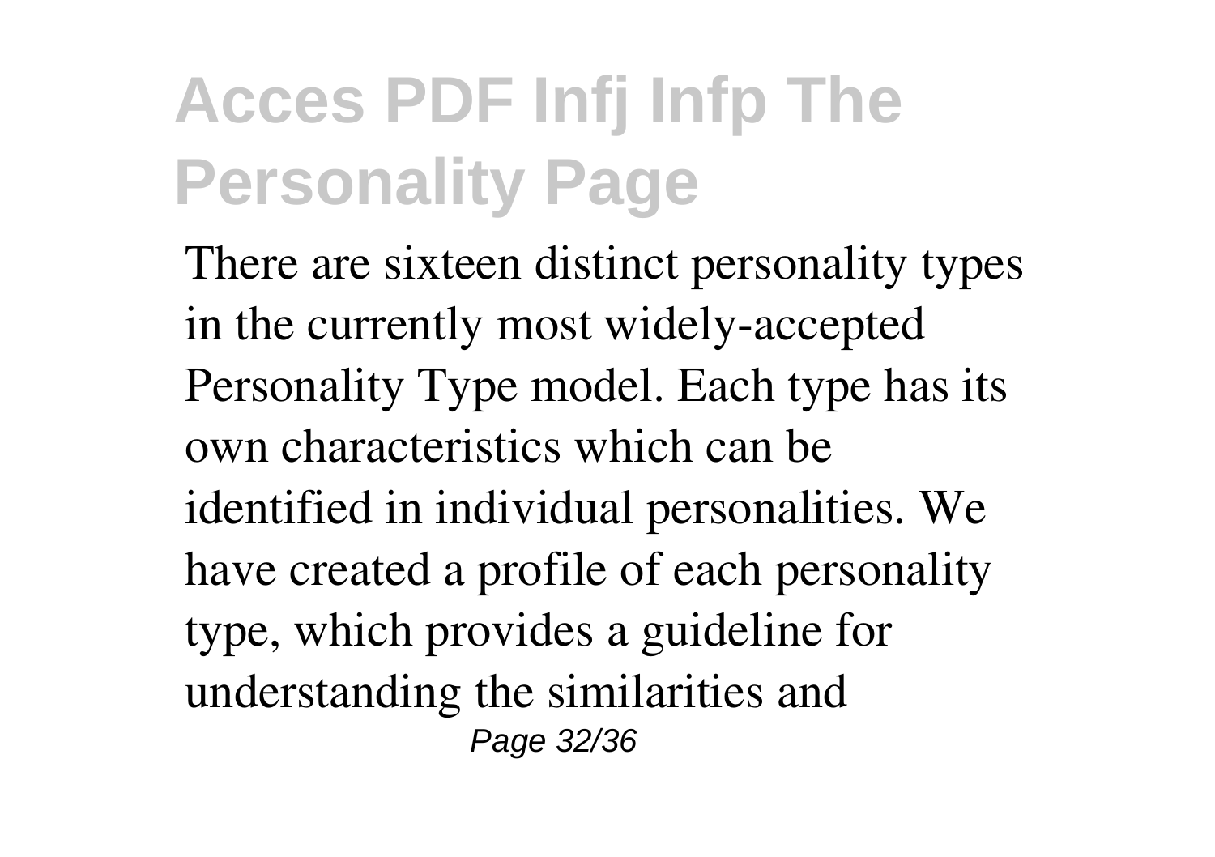There are sixteen distinct personality types in the currently most widely-accepted Personality Type model. Each type has its own characteristics which can be identified in individual personalities. We have created a profile of each personality type, which provides a guideline for understanding the similarities and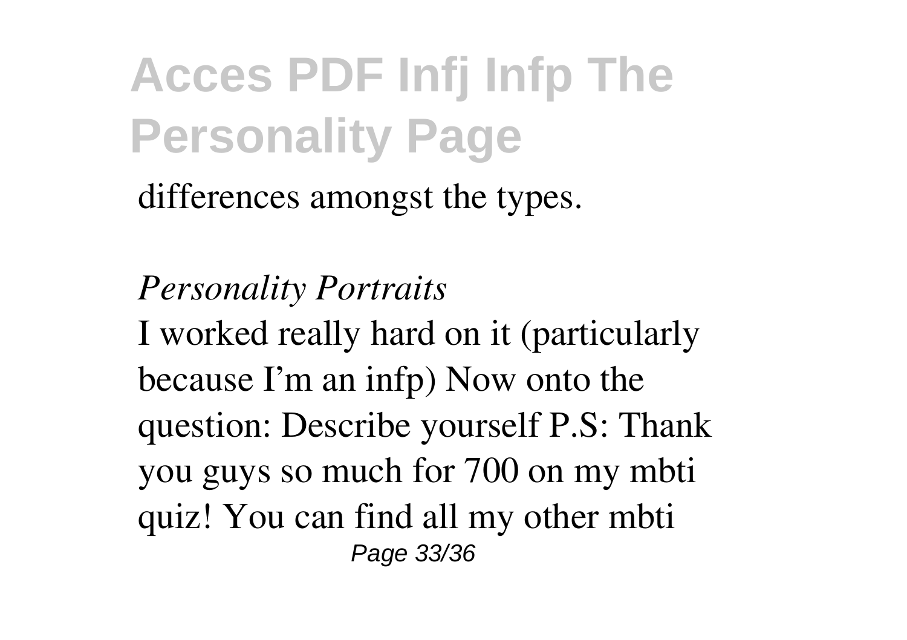differences amongst the types.

*Personality Portraits*

I worked really hard on it (particularly because I'm an infp) Now onto the question: Describe yourself P.S: Thank you guys so much for 700 on my mbti quiz! You can find all my other mbti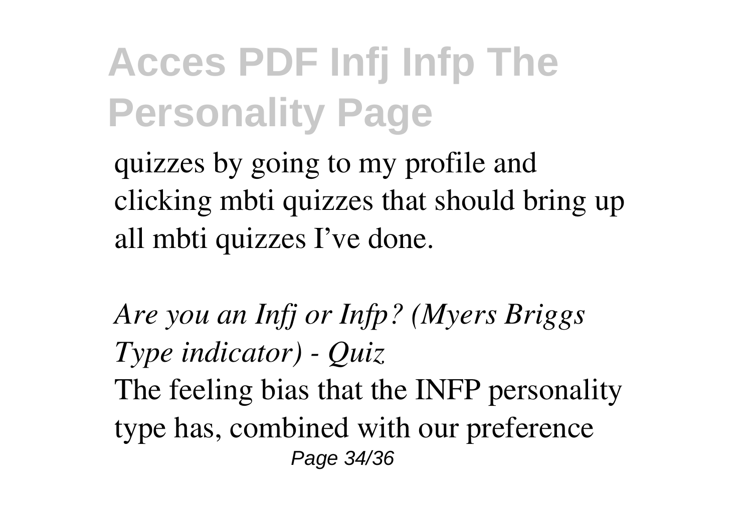quizzes by going to my profile and clicking mbti quizzes that should bring up all mbti quizzes I've done.

*Are you an Infj or Infp? (Myers Briggs Type indicator) - Quiz*

The feeling bias that the INFP personality type has, combined with our preference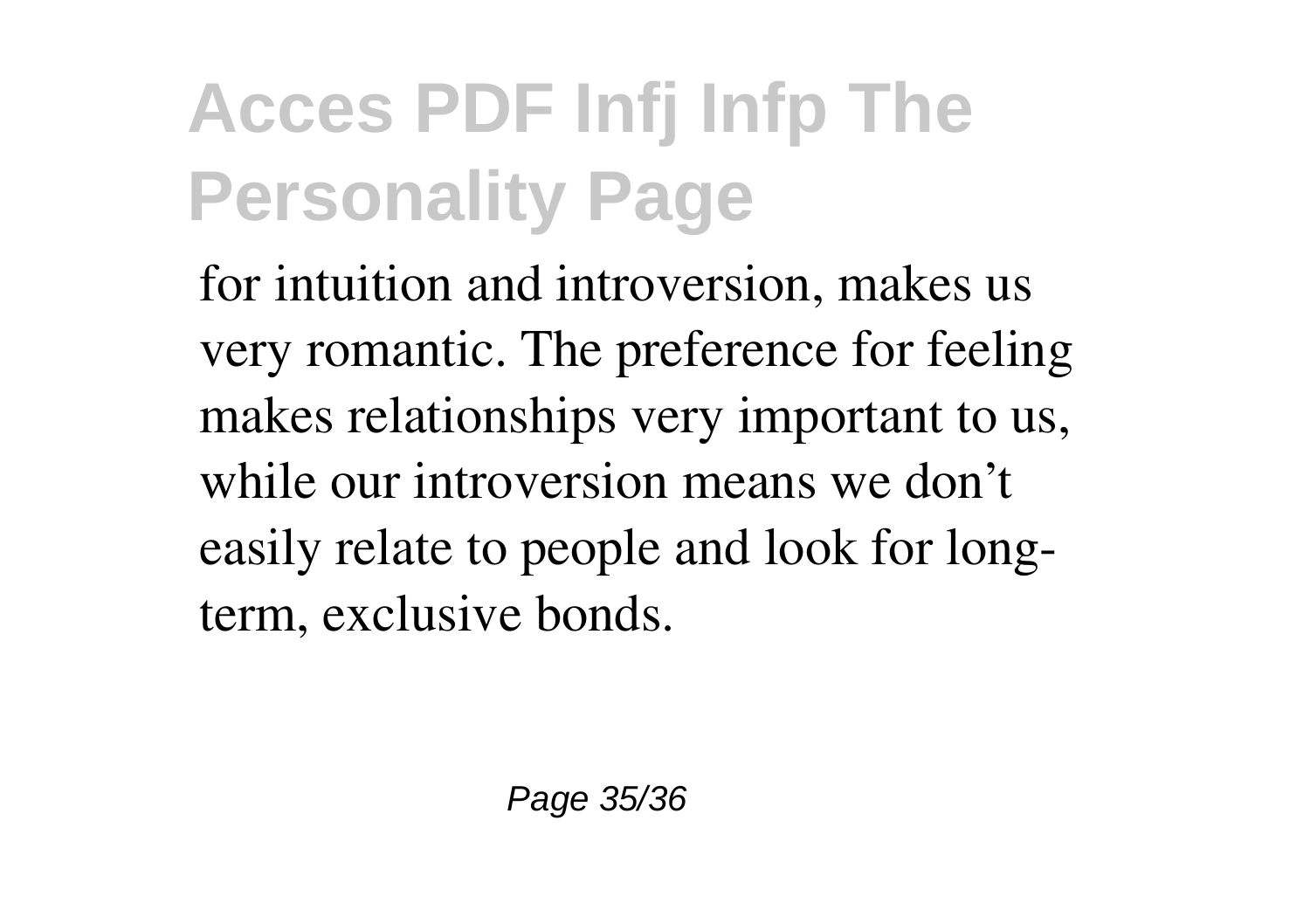for intuition and introversion, makes us very romantic. The preference for feeling makes relationships very important to us, while our introversion means we don't easily relate to people and look for long-term, exclusive bonds.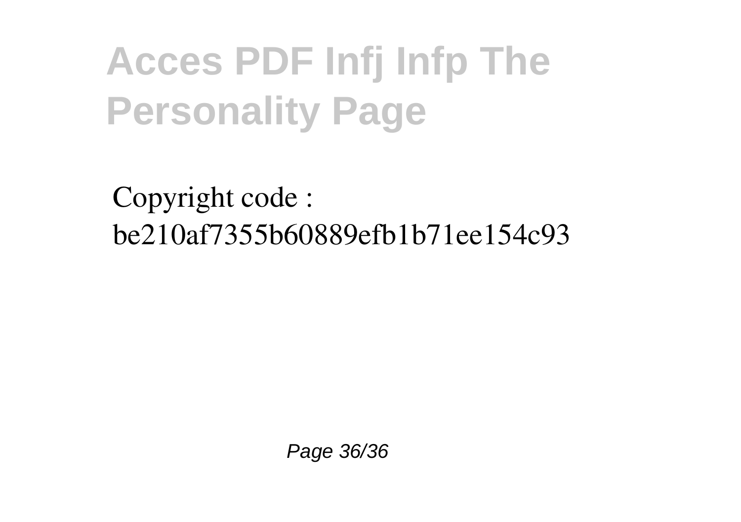Copyright code : be210af7355b60889efb1b71ee154c93